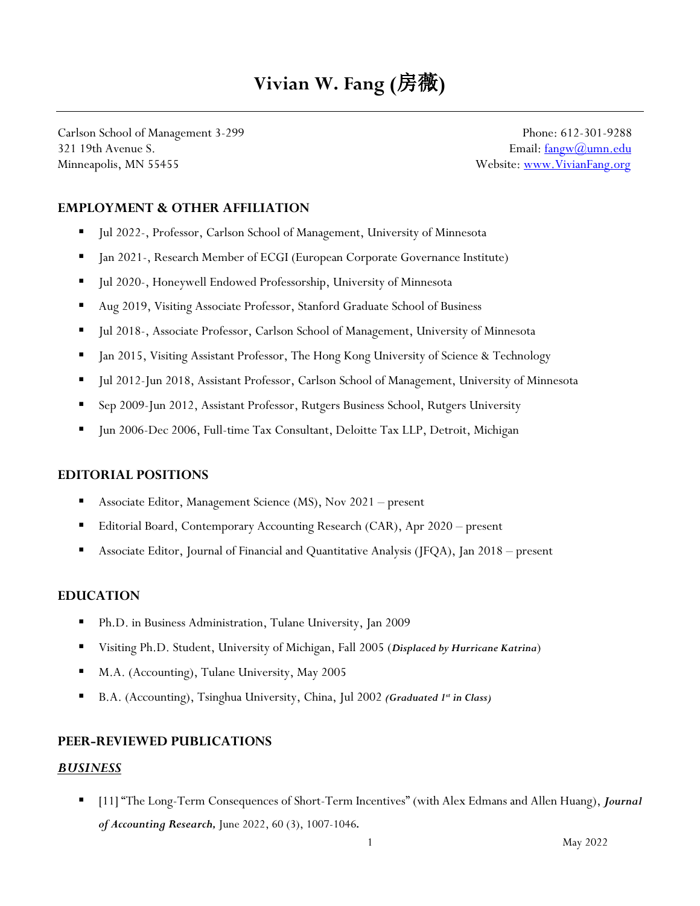# Vivian W. Fang (房薇)

Carlson School of Management 3-299
321 19th Avenue S.
Minneapolis, MN 55455

Phone: 612-301-9288
Email: fangw@umn.edu
Website: www.VivianFang.org

## EMPLOYMENT & OTHER AFFILIATION

- Jul 2022-, Professor, Carlson School of Management, University of Minnesota
- Jan 2021-, Research Member of ECGI (European Corporate Governance Institute)
- Jul 2020-, Honeywell Endowed Professorship, University of Minnesota
- Aug 2019, Visiting Associate Professor, Stanford Graduate School of Business
- Jul 2018-, Associate Professor, Carlson School of Management, University of Minnesota
- Jan 2015, Visiting Assistant Professor, The Hong Kong University of Science & Technology
- Jul 2012-Jun 2018, Assistant Professor, Carlson School of Management, University of Minnesota
- Sep 2009-Jun 2012, Assistant Professor, Rutgers Business School, Rutgers University
- Jun 2006-Dec 2006, Full-time Tax Consultant, Deloitte Tax LLP, Detroit, Michigan

## EDITORIAL POSITIONS

- Associate Editor, Management Science (MS), Nov 2021 – present
- Editorial Board, Contemporary Accounting Research (CAR), Apr 2020 – present
- Associate Editor, Journal of Financial and Quantitative Analysis (JFQA), Jan 2018 – present

## EDUCATION

- Ph.D. in Business Administration, Tulane University, Jan 2009
- Visiting Ph.D. Student, University of Michigan, Fall 2005 (***Displaced by Hurricane Katrina***)
- M.A. (Accounting), Tulane University, May 2005
- B.A. (Accounting), Tsinghua University, China, Jul 2002 ***(Graduated 1st in Class)***

## PEER-REVIEWED PUBLICATIONS

### ***BUSINESS***

- [11] "The Long-Term Consequences of Short-Term Incentives" (with Alex Edmans and Allen Huang), ***Journal of Accounting Research,*** June 2022, 60 (3), 1007-1046.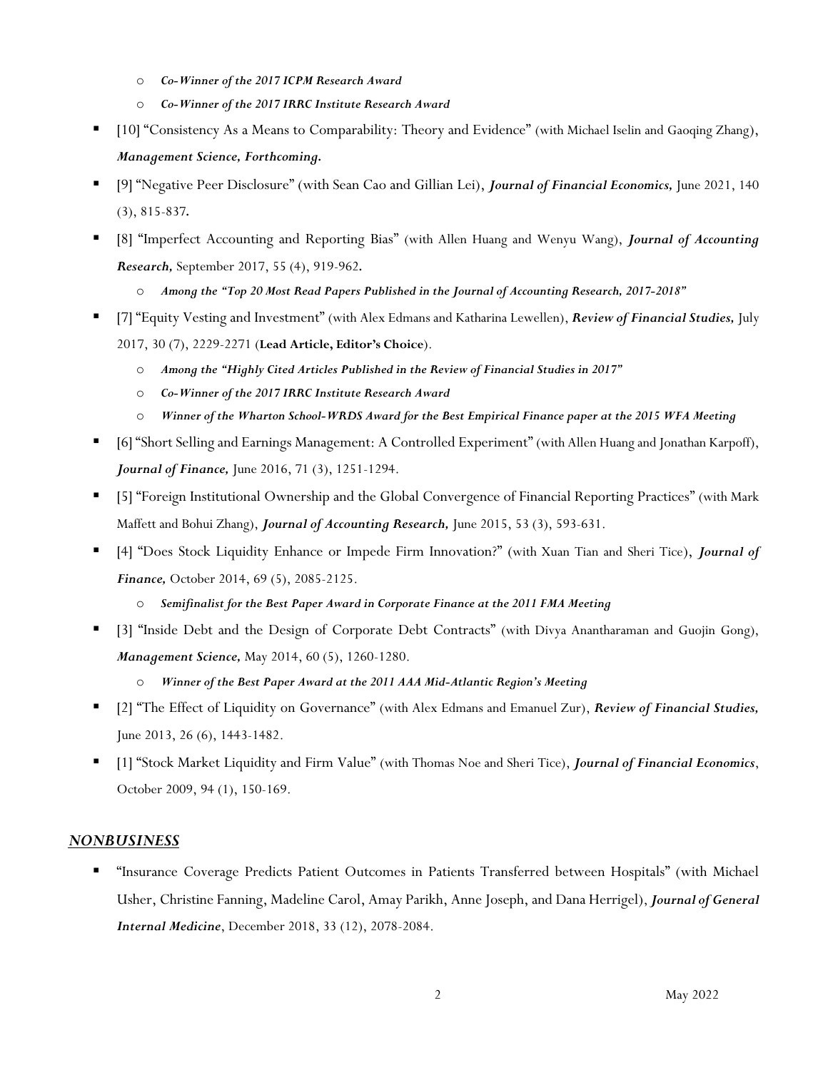- *Co-Winner of the 2017 ICPM Research Award*
- *Co-Winner of the 2017 IRRC Institute Research Award*

- [10] "Consistency As a Means to Comparability: Theory and Evidence" (with Michael Iselin and Gaoqing Zhang), ***Management Science, Forthcoming.***
- [9] "Negative Peer Disclosure" (with Sean Cao and Gillian Lei), ***Journal of Financial Economics,*** June 2021, 140 (3), 815-837.
- [8] "Imperfect Accounting and Reporting Bias" (with Allen Huang and Wenyu Wang), ***Journal of Accounting Research,*** September 2017, 55 (4), 919-962.
  - *Among the "Top 20 Most Read Papers Published in the Journal of Accounting Research, 2017-2018"*
- [7] "Equity Vesting and Investment" (with Alex Edmans and Katharina Lewellen), ***Review of Financial Studies,*** July 2017, 30 (7), 2229-2271 (**Lead Article, Editor's Choice**).
  - *Among the "Highly Cited Articles Published in the Review of Financial Studies in 2017"*
  - *Co-Winner of the 2017 IRRC Institute Research Award*
  - *Winner of the Wharton School-WRDS Award for the Best Empirical Finance paper at the 2015 WFA Meeting*
- [6] "Short Selling and Earnings Management: A Controlled Experiment" (with Allen Huang and Jonathan Karpoff), ***Journal of Finance,*** June 2016, 71 (3), 1251-1294.
- [5] "Foreign Institutional Ownership and the Global Convergence of Financial Reporting Practices" (with Mark Maffett and Bohui Zhang), ***Journal of Accounting Research,*** June 2015, 53 (3), 593-631.
- [4] "Does Stock Liquidity Enhance or Impede Firm Innovation?" (with Xuan Tian and Sheri Tice), ***Journal of Finance,*** October 2014, 69 (5), 2085-2125.
  - *Semifinalist for the Best Paper Award in Corporate Finance at the 2011 FMA Meeting*
- [3] "Inside Debt and the Design of Corporate Debt Contracts" (with Divya Anantharaman and Guojin Gong), ***Management Science,*** May 2014, 60 (5), 1260-1280.
  - *Winner of the Best Paper Award at the 2011 AAA Mid-Atlantic Region's Meeting*
- [2] "The Effect of Liquidity on Governance" (with Alex Edmans and Emanuel Zur), ***Review of Financial Studies,*** June 2013, 26 (6), 1443-1482.
- [1] "Stock Market Liquidity and Firm Value" (with Thomas Noe and Sheri Tice), ***Journal of Financial Economics***, October 2009, 94 (1), 150-169.

## ***NONBUSINESS***

- "Insurance Coverage Predicts Patient Outcomes in Patients Transferred between Hospitals" (with Michael Usher, Christine Fanning, Madeline Carol, Amay Parikh, Anne Joseph, and Dana Herrigel), ***Journal of General Internal Medicine***, December 2018, 33 (12), 2078-2084.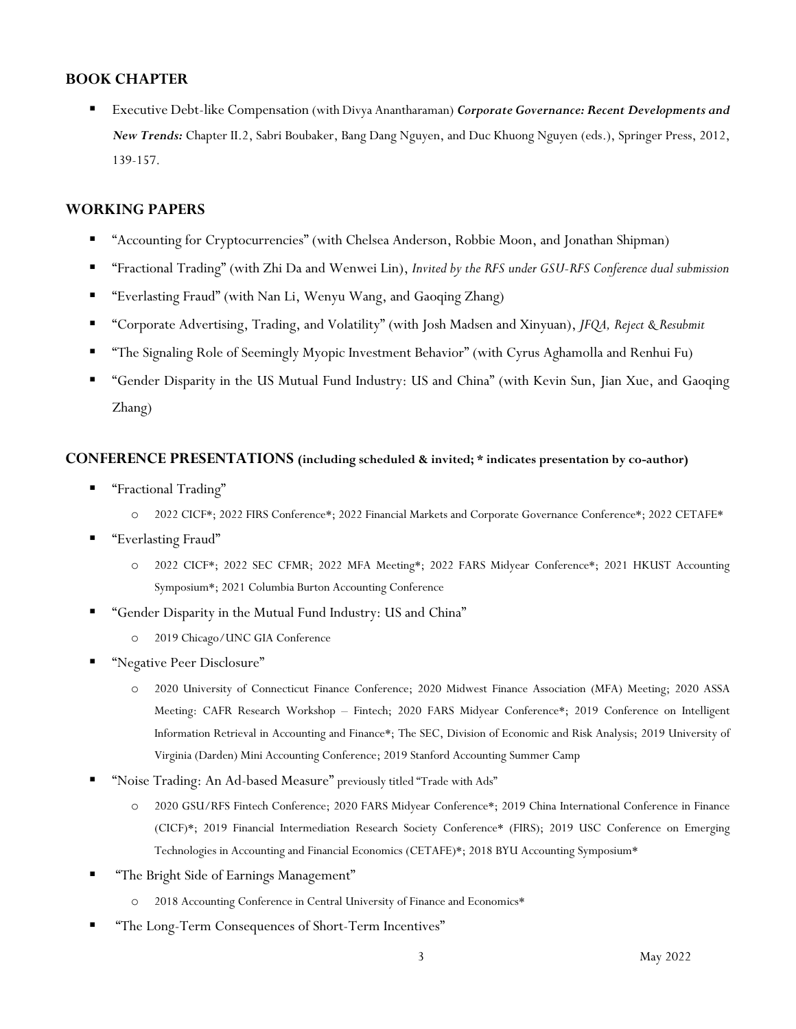## BOOK CHAPTER

- Executive Debt-like Compensation (with Divya Anantharaman) ***Corporate Governance: Recent Developments and New Trends:*** Chapter II.2, Sabri Boubaker, Bang Dang Nguyen, and Duc Khuong Nguyen (eds.), Springer Press, 2012, 139-157.

## WORKING PAPERS

- "Accounting for Cryptocurrencies" (with Chelsea Anderson, Robbie Moon, and Jonathan Shipman)
- "Fractional Trading" (with Zhi Da and Wenwei Lin), *Invited by the RFS under GSU-RFS Conference dual submission*
- "Everlasting Fraud" (with Nan Li, Wenyu Wang, and Gaoqing Zhang)
- "Corporate Advertising, Trading, and Volatility" (with Josh Madsen and Xinyuan), *JFQA, Reject & Resubmit*
- "The Signaling Role of Seemingly Myopic Investment Behavior" (with Cyrus Aghamolla and Renhui Fu)
- "Gender Disparity in the US Mutual Fund Industry: US and China" (with Kevin Sun, Jian Xue, and Gaoqing Zhang)

## CONFERENCE PRESENTATIONS (including scheduled & invited; * indicates presentation by co-author)

- "Fractional Trading"
  - 2022 CICF*; 2022 FIRS Conference*; 2022 Financial Markets and Corporate Governance Conference*; 2022 CETAFE*
- "Everlasting Fraud"
  - 2022 CICF*; 2022 SEC CFMR; 2022 MFA Meeting*; 2022 FARS Midyear Conference*; 2021 HKUST Accounting Symposium*; 2021 Columbia Burton Accounting Conference
- "Gender Disparity in the Mutual Fund Industry: US and China"
  - 2019 Chicago/UNC GIA Conference
- "Negative Peer Disclosure"
  - 2020 University of Connecticut Finance Conference; 2020 Midwest Finance Association (MFA) Meeting; 2020 ASSA Meeting: CAFR Research Workshop – Fintech; 2020 FARS Midyear Conference*; 2019 Conference on Intelligent Information Retrieval in Accounting and Finance*; The SEC, Division of Economic and Risk Analysis; 2019 University of Virginia (Darden) Mini Accounting Conference; 2019 Stanford Accounting Summer Camp
- "Noise Trading: An Ad-based Measure" previously titled "Trade with Ads"
  - 2020 GSU/RFS Fintech Conference; 2020 FARS Midyear Conference*; 2019 China International Conference in Finance (CICF)*; 2019 Financial Intermediation Research Society Conference* (FIRS); 2019 USC Conference on Emerging Technologies in Accounting and Financial Economics (CETAFE)*; 2018 BYU Accounting Symposium*
- "The Bright Side of Earnings Management"
  - 2018 Accounting Conference in Central University of Finance and Economics*
- "The Long-Term Consequences of Short-Term Incentives"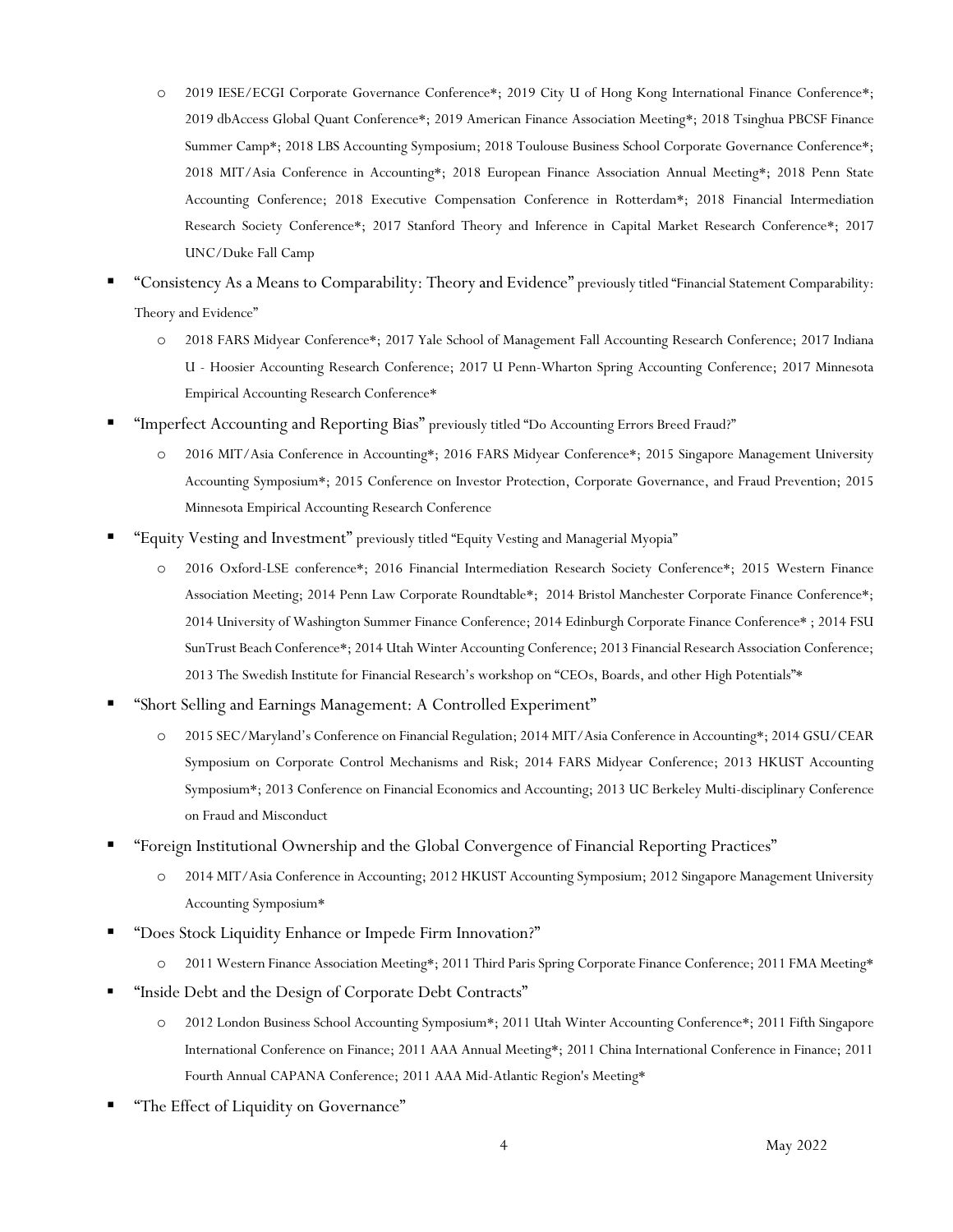- 2019 IESE/ECGI Corporate Governance Conference*; 2019 City U of Hong Kong International Finance Conference*; 2019 dbAccess Global Quant Conference*; 2019 American Finance Association Meeting*; 2018 Tsinghua PBCSF Finance Summer Camp*; 2018 LBS Accounting Symposium; 2018 Toulouse Business School Corporate Governance Conference*; 2018 MIT/Asia Conference in Accounting*; 2018 European Finance Association Annual Meeting*; 2018 Penn State Accounting Conference; 2018 Executive Compensation Conference in Rotterdam*; 2018 Financial Intermediation Research Society Conference*; 2017 Stanford Theory and Inference in Capital Market Research Conference*; 2017 UNC/Duke Fall Camp

- "Consistency As a Means to Comparability: Theory and Evidence" previously titled "Financial Statement Comparability: Theory and Evidence"
  - 2018 FARS Midyear Conference*; 2017 Yale School of Management Fall Accounting Research Conference; 2017 Indiana U - Hoosier Accounting Research Conference; 2017 U Penn-Wharton Spring Accounting Conference; 2017 Minnesota Empirical Accounting Research Conference*

- "Imperfect Accounting and Reporting Bias" previously titled "Do Accounting Errors Breed Fraud?"
  - 2016 MIT/Asia Conference in Accounting*; 2016 FARS Midyear Conference*; 2015 Singapore Management University Accounting Symposium*; 2015 Conference on Investor Protection, Corporate Governance, and Fraud Prevention; 2015 Minnesota Empirical Accounting Research Conference

- "Equity Vesting and Investment" previously titled "Equity Vesting and Managerial Myopia"
  - 2016 Oxford-LSE conference*; 2016 Financial Intermediation Research Society Conference*; 2015 Western Finance Association Meeting; 2014 Penn Law Corporate Roundtable*; 2014 Bristol Manchester Corporate Finance Conference*; 2014 University of Washington Summer Finance Conference; 2014 Edinburgh Corporate Finance Conference* ; 2014 FSU SunTrust Beach Conference*; 2014 Utah Winter Accounting Conference; 2013 Financial Research Association Conference; 2013 The Swedish Institute for Financial Research's workshop on "CEOs, Boards, and other High Potentials"*

- "Short Selling and Earnings Management: A Controlled Experiment"
  - 2015 SEC/Maryland's Conference on Financial Regulation; 2014 MIT/Asia Conference in Accounting*; 2014 GSU/CEAR Symposium on Corporate Control Mechanisms and Risk; 2014 FARS Midyear Conference; 2013 HKUST Accounting Symposium*; 2013 Conference on Financial Economics and Accounting; 2013 UC Berkeley Multi-disciplinary Conference on Fraud and Misconduct

- "Foreign Institutional Ownership and the Global Convergence of Financial Reporting Practices"
  - 2014 MIT/Asia Conference in Accounting; 2012 HKUST Accounting Symposium; 2012 Singapore Management University Accounting Symposium*

- "Does Stock Liquidity Enhance or Impede Firm Innovation?"
  - 2011 Western Finance Association Meeting*; 2011 Third Paris Spring Corporate Finance Conference; 2011 FMA Meeting*

- "Inside Debt and the Design of Corporate Debt Contracts"
  - 2012 London Business School Accounting Symposium*; 2011 Utah Winter Accounting Conference*; 2011 Fifth Singapore International Conference on Finance; 2011 AAA Annual Meeting*; 2011 China International Conference in Finance; 2011 Fourth Annual CAPANA Conference; 2011 AAA Mid-Atlantic Region's Meeting*

- "The Effect of Liquidity on Governance"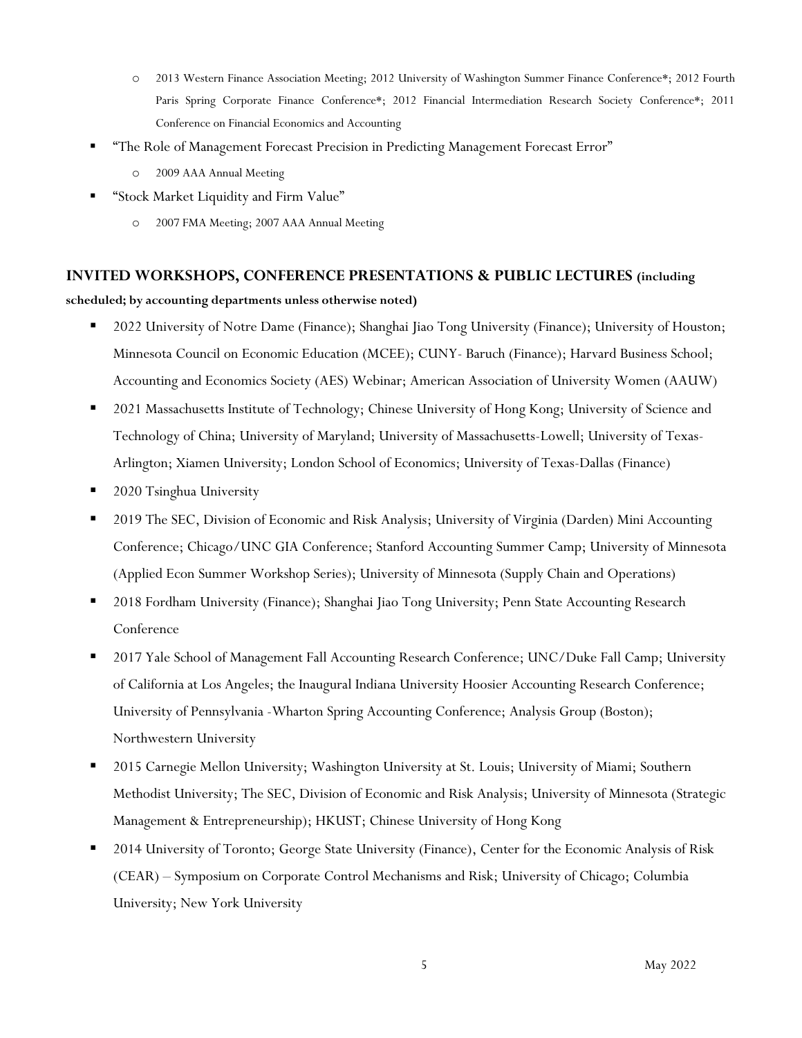- 2013 Western Finance Association Meeting; 2012 University of Washington Summer Finance Conference*; 2012 Fourth Paris Spring Corporate Finance Conference*; 2012 Financial Intermediation Research Society Conference*; 2011 Conference on Financial Economics and Accounting
- "The Role of Management Forecast Precision in Predicting Management Forecast Error"
    - 2009 AAA Annual Meeting
- "Stock Market Liquidity and Firm Value"
    - 2007 FMA Meeting; 2007 AAA Annual Meeting

## INVITED WORKSHOPS, CONFERENCE PRESENTATIONS & PUBLIC LECTURES (including scheduled; by accounting departments unless otherwise noted)

- 2022 University of Notre Dame (Finance); Shanghai Jiao Tong University (Finance); University of Houston; Minnesota Council on Economic Education (MCEE); CUNY- Baruch (Finance); Harvard Business School; Accounting and Economics Society (AES) Webinar; American Association of University Women (AAUW)
- 2021 Massachusetts Institute of Technology; Chinese University of Hong Kong; University of Science and Technology of China; University of Maryland; University of Massachusetts-Lowell; University of Texas-Arlington; Xiamen University; London School of Economics; University of Texas-Dallas (Finance)
- 2020 Tsinghua University
- 2019 The SEC, Division of Economic and Risk Analysis; University of Virginia (Darden) Mini Accounting Conference; Chicago/UNC GIA Conference; Stanford Accounting Summer Camp; University of Minnesota (Applied Econ Summer Workshop Series); University of Minnesota (Supply Chain and Operations)
- 2018 Fordham University (Finance); Shanghai Jiao Tong University; Penn State Accounting Research Conference
- 2017 Yale School of Management Fall Accounting Research Conference; UNC/Duke Fall Camp; University of California at Los Angeles; the Inaugural Indiana University Hoosier Accounting Research Conference; University of Pennsylvania -Wharton Spring Accounting Conference; Analysis Group (Boston); Northwestern University
- 2015 Carnegie Mellon University; Washington University at St. Louis; University of Miami; Southern Methodist University; The SEC, Division of Economic and Risk Analysis; University of Minnesota (Strategic Management & Entrepreneurship); HKUST; Chinese University of Hong Kong
- 2014 University of Toronto; George State University (Finance), Center for the Economic Analysis of Risk (CEAR) – Symposium on Corporate Control Mechanisms and Risk; University of Chicago; Columbia University; New York University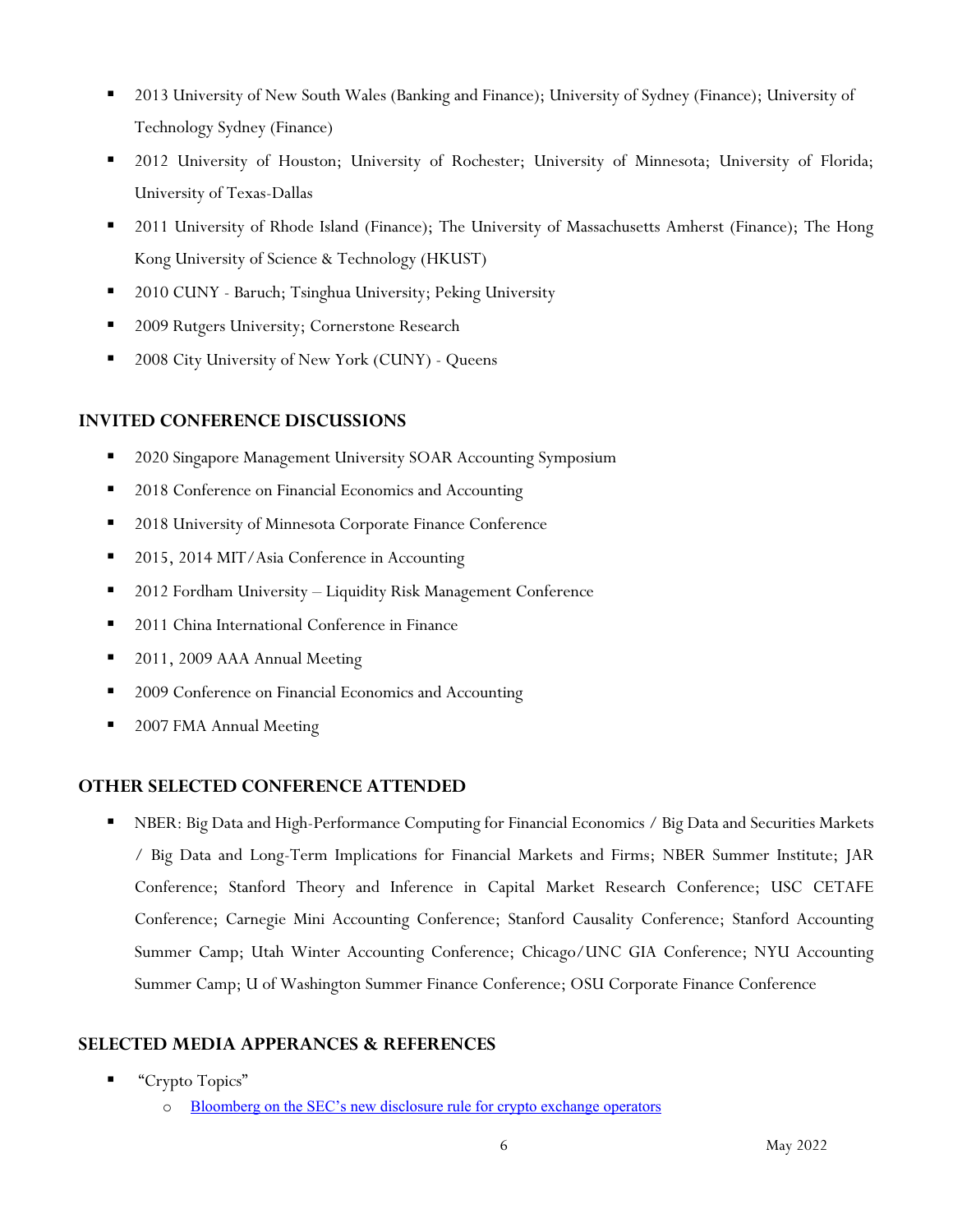- 2013 University of New South Wales (Banking and Finance); University of Sydney (Finance); University of Technology Sydney (Finance)
- 2012 University of Houston; University of Rochester; University of Minnesota; University of Florida; University of Texas-Dallas
- 2011 University of Rhode Island (Finance); The University of Massachusetts Amherst (Finance); The Hong Kong University of Science & Technology (HKUST)
- 2010 CUNY - Baruch; Tsinghua University; Peking University
- 2009 Rutgers University; Cornerstone Research
- 2008 City University of New York (CUNY) - Queens

## INVITED CONFERENCE DISCUSSIONS

- 2020 Singapore Management University SOAR Accounting Symposium
- 2018 Conference on Financial Economics and Accounting
- 2018 University of Minnesota Corporate Finance Conference
- 2015, 2014 MIT/Asia Conference in Accounting
- 2012 Fordham University – Liquidity Risk Management Conference
- 2011 China International Conference in Finance
- 2011, 2009 AAA Annual Meeting
- 2009 Conference on Financial Economics and Accounting
- 2007 FMA Annual Meeting

## OTHER SELECTED CONFERENCE ATTENDED

- NBER: Big Data and High-Performance Computing for Financial Economics / Big Data and Securities Markets / Big Data and Long-Term Implications for Financial Markets and Firms; NBER Summer Institute; JAR Conference; Stanford Theory and Inference in Capital Market Research Conference; USC CETAFE Conference; Carnegie Mini Accounting Conference; Stanford Causality Conference; Stanford Accounting Summer Camp; Utah Winter Accounting Conference; Chicago/UNC GIA Conference; NYU Accounting Summer Camp; U of Washington Summer Finance Conference; OSU Corporate Finance Conference

## SELECTED MEDIA APPERANCES & REFERENCES

- "Crypto Topics"
  - Bloomberg on the SEC's new disclosure rule for crypto exchange operators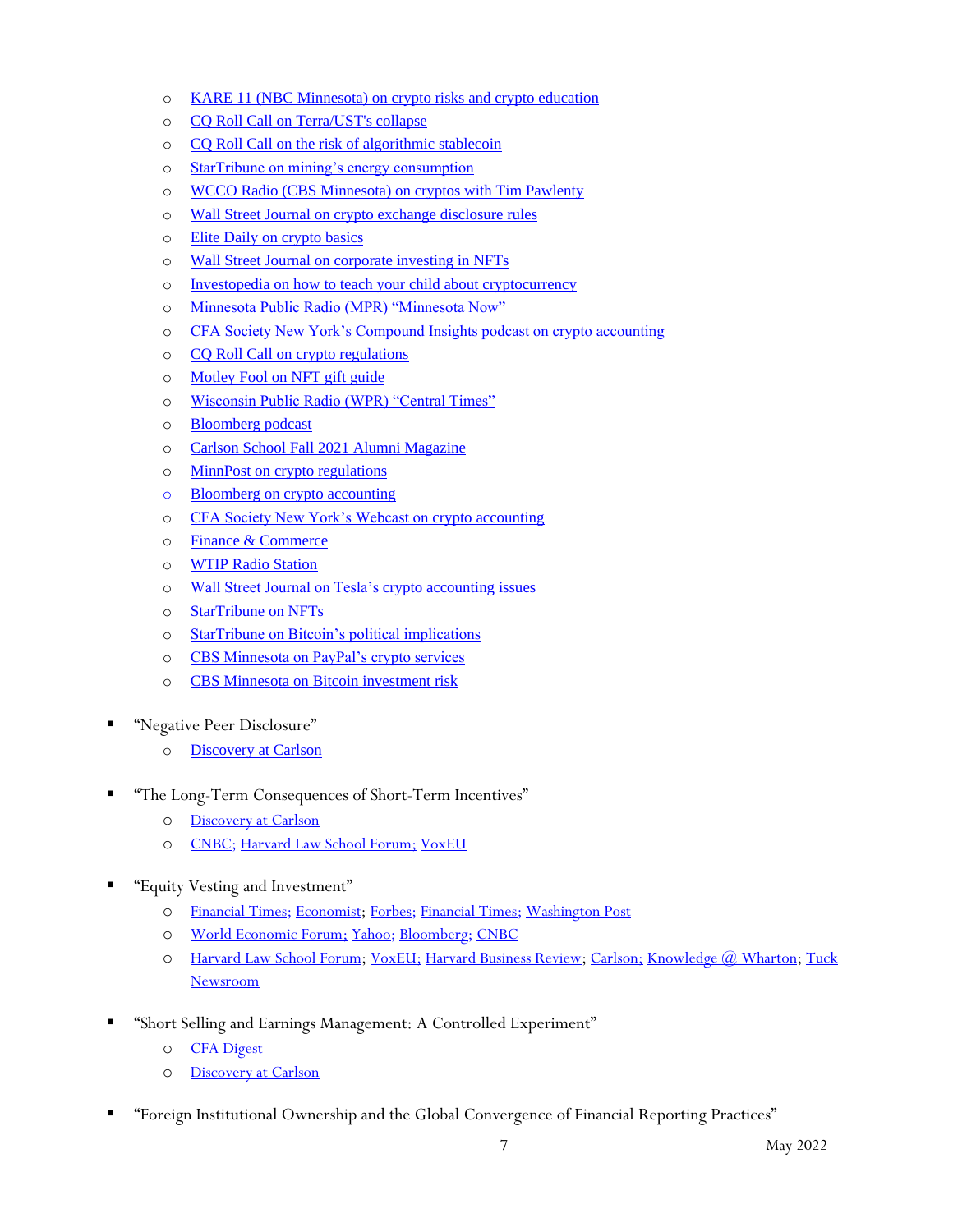- KARE 11 (NBC Minnesota) on crypto risks and crypto education
   - CQ Roll Call on Terra/UST's collapse
   - CQ Roll Call on the risk of algorithmic stablecoin
   - StarTribune on mining's energy consumption
   - WCCO Radio (CBS Minnesota) on cryptos with Tim Pawlenty
   - Wall Street Journal on crypto exchange disclosure rules
   - Elite Daily on crypto basics
   - Wall Street Journal on corporate investing in NFTs
   - Investopedia on how to teach your child about cryptocurrency
   - Minnesota Public Radio (MPR) "Minnesota Now"
   - CFA Society New York's Compound Insights podcast on crypto accounting
   - CQ Roll Call on crypto regulations
   - Motley Fool on NFT gift guide
   - Wisconsin Public Radio (WPR) "Central Times"
   - Bloomberg podcast
   - Carlson School Fall 2021 Alumni Magazine
   - MinnPost on crypto regulations
   - Bloomberg on crypto accounting
   - CFA Society New York's Webcast on crypto accounting
   - Finance & Commerce
   - WTIP Radio Station
   - Wall Street Journal on Tesla's crypto accounting issues
   - StarTribune on NFTs
   - StarTribune on Bitcoin's political implications
   - CBS Minnesota on PayPal's crypto services
   - CBS Minnesota on Bitcoin investment risk

- "Negative Peer Disclosure"
   - Discovery at Carlson

- "The Long-Term Consequences of Short-Term Incentives"
   - Discovery at Carlson
   - CNBC; Harvard Law School Forum; VoxEU

- "Equity Vesting and Investment"
   - Financial Times; Economist; Forbes; Financial Times; Washington Post
   - World Economic Forum; Yahoo; Bloomberg; CNBC
   - Harvard Law School Forum; VoxEU; Harvard Business Review; Carlson; Knowledge @ Wharton; Tuck Newsroom

- "Short Selling and Earnings Management: A Controlled Experiment"
   - CFA Digest
   - Discovery at Carlson

- "Foreign Institutional Ownership and the Global Convergence of Financial Reporting Practices"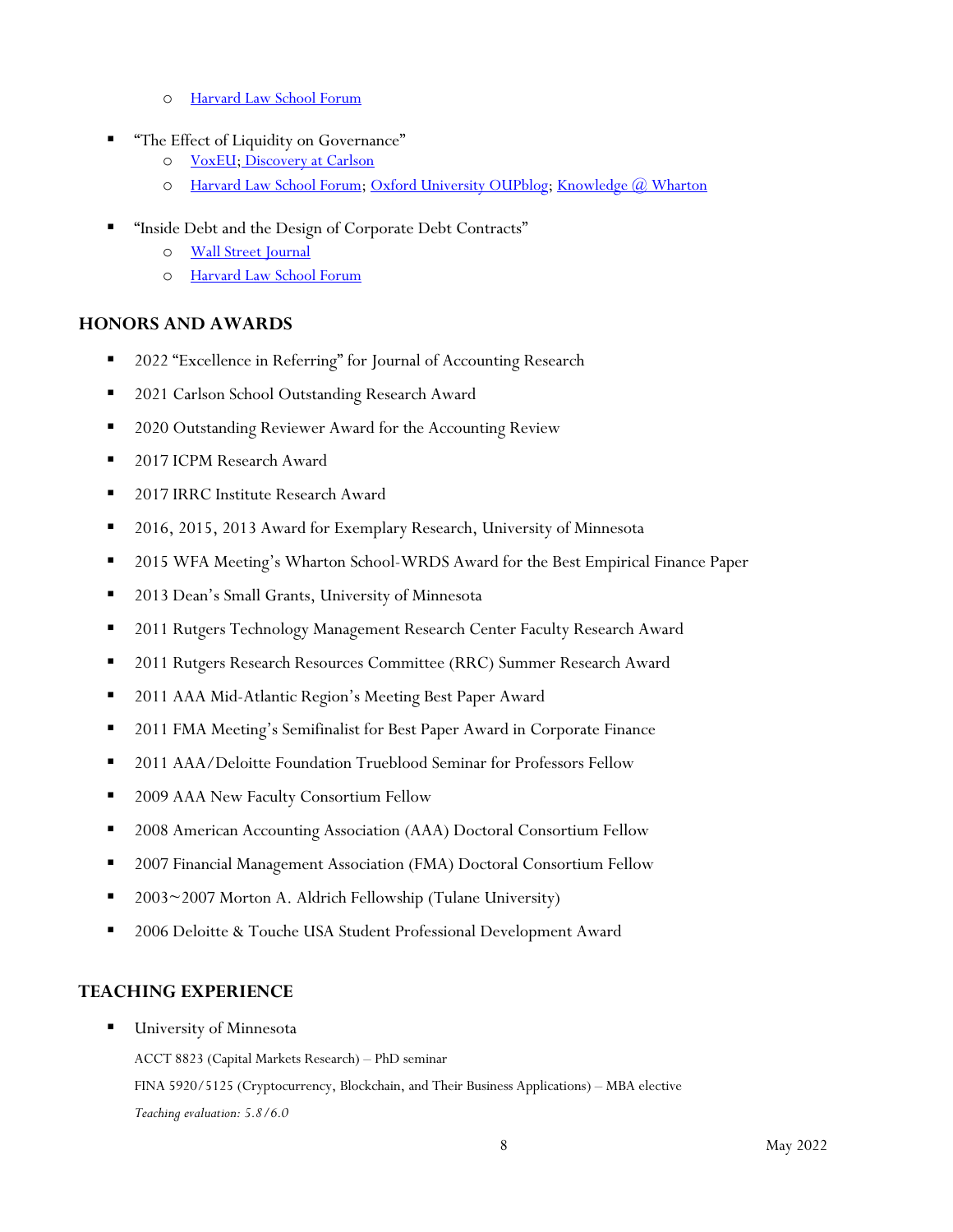- Harvard Law School Forum

- "The Effect of Liquidity on Governance"
  - VoxEU; Discovery at Carlson
  - Harvard Law School Forum; Oxford University OUPblog; Knowledge @ Wharton

- "Inside Debt and the Design of Corporate Debt Contracts"
  - Wall Street Journal
  - Harvard Law School Forum

## HONORS AND AWARDS

- 2022 "Excellence in Referring" for Journal of Accounting Research
- 2021 Carlson School Outstanding Research Award
- 2020 Outstanding Reviewer Award for the Accounting Review
- 2017 ICPM Research Award
- 2017 IRRC Institute Research Award
- 2016, 2015, 2013 Award for Exemplary Research, University of Minnesota
- 2015 WFA Meeting's Wharton School-WRDS Award for the Best Empirical Finance Paper
- 2013 Dean's Small Grants, University of Minnesota
- 2011 Rutgers Technology Management Research Center Faculty Research Award
- 2011 Rutgers Research Resources Committee (RRC) Summer Research Award
- 2011 AAA Mid-Atlantic Region's Meeting Best Paper Award
- 2011 FMA Meeting's Semifinalist for Best Paper Award in Corporate Finance
- 2011 AAA/Deloitte Foundation Trueblood Seminar for Professors Fellow
- 2009 AAA New Faculty Consortium Fellow
- 2008 American Accounting Association (AAA) Doctoral Consortium Fellow
- 2007 Financial Management Association (FMA) Doctoral Consortium Fellow
- 2003~2007 Morton A. Aldrich Fellowship (Tulane University)
- 2006 Deloitte & Touche USA Student Professional Development Award

## TEACHING EXPERIENCE

- University of Minnesota

  ACCT 8823 (Capital Markets Research) – PhD seminar

  FINA 5920/5125 (Cryptocurrency, Blockchain, and Their Business Applications) – MBA elective

  *Teaching evaluation: 5.8/6.0*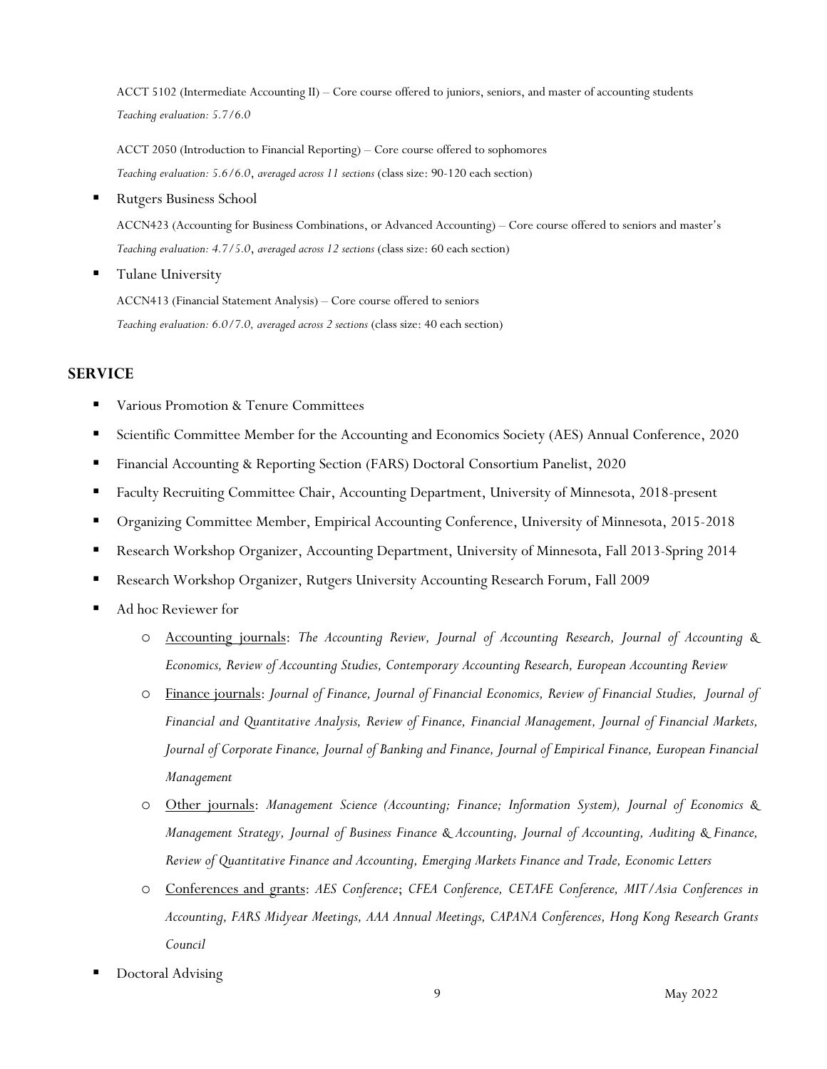ACCT 5102 (Intermediate Accounting II) – Core course offered to juniors, seniors, and master of accounting students

*Teaching evaluation: 5.7/6.0*

ACCT 2050 (Introduction to Financial Reporting) – Core course offered to sophomores

*Teaching evaluation: 5.6/6.0*, *averaged across 11 sections* (class size: 90-120 each section)

- Rutgers Business School

  ACCN423 (Accounting for Business Combinations, or Advanced Accounting) – Core course offered to seniors and master's

  *Teaching evaluation: 4.7/5.0*, *averaged across 12 sections* (class size: 60 each section)

- Tulane University

  ACCN413 (Financial Statement Analysis) – Core course offered to seniors

  *Teaching evaluation: 6.0/7.0, averaged across 2 sections* (class size: 40 each section)

## SERVICE

- Various Promotion & Tenure Committees
- Scientific Committee Member for the Accounting and Economics Society (AES) Annual Conference, 2020
- Financial Accounting & Reporting Section (FARS) Doctoral Consortium Panelist, 2020
- Faculty Recruiting Committee Chair, Accounting Department, University of Minnesota, 2018-present
- Organizing Committee Member, Empirical Accounting Conference, University of Minnesota, 2015-2018
- Research Workshop Organizer, Accounting Department, University of Minnesota, Fall 2013-Spring 2014
- Research Workshop Organizer, Rutgers University Accounting Research Forum, Fall 2009
- Ad hoc Reviewer for
  - Accounting journals: *The Accounting Review, Journal of Accounting Research, Journal of Accounting & Economics, Review of Accounting Studies, Contemporary Accounting Research, European Accounting Review*
  - Finance journals: *Journal of Finance, Journal of Financial Economics, Review of Financial Studies, Journal of Financial and Quantitative Analysis, Review of Finance, Financial Management, Journal of Financial Markets, Journal of Corporate Finance, Journal of Banking and Finance, Journal of Empirical Finance, European Financial Management*
  - Other journals: *Management Science (Accounting; Finance; Information System), Journal of Economics & Management Strategy, Journal of Business Finance & Accounting, Journal of Accounting, Auditing & Finance, Review of Quantitative Finance and Accounting, Emerging Markets Finance and Trade, Economic Letters*
  - Conferences and grants: *AES Conference*; *CFEA Conference, CETAFE Conference, MIT/Asia Conferences in Accounting, FARS Midyear Meetings, AAA Annual Meetings, CAPANA Conferences, Hong Kong Research Grants Council*
- Doctoral Advising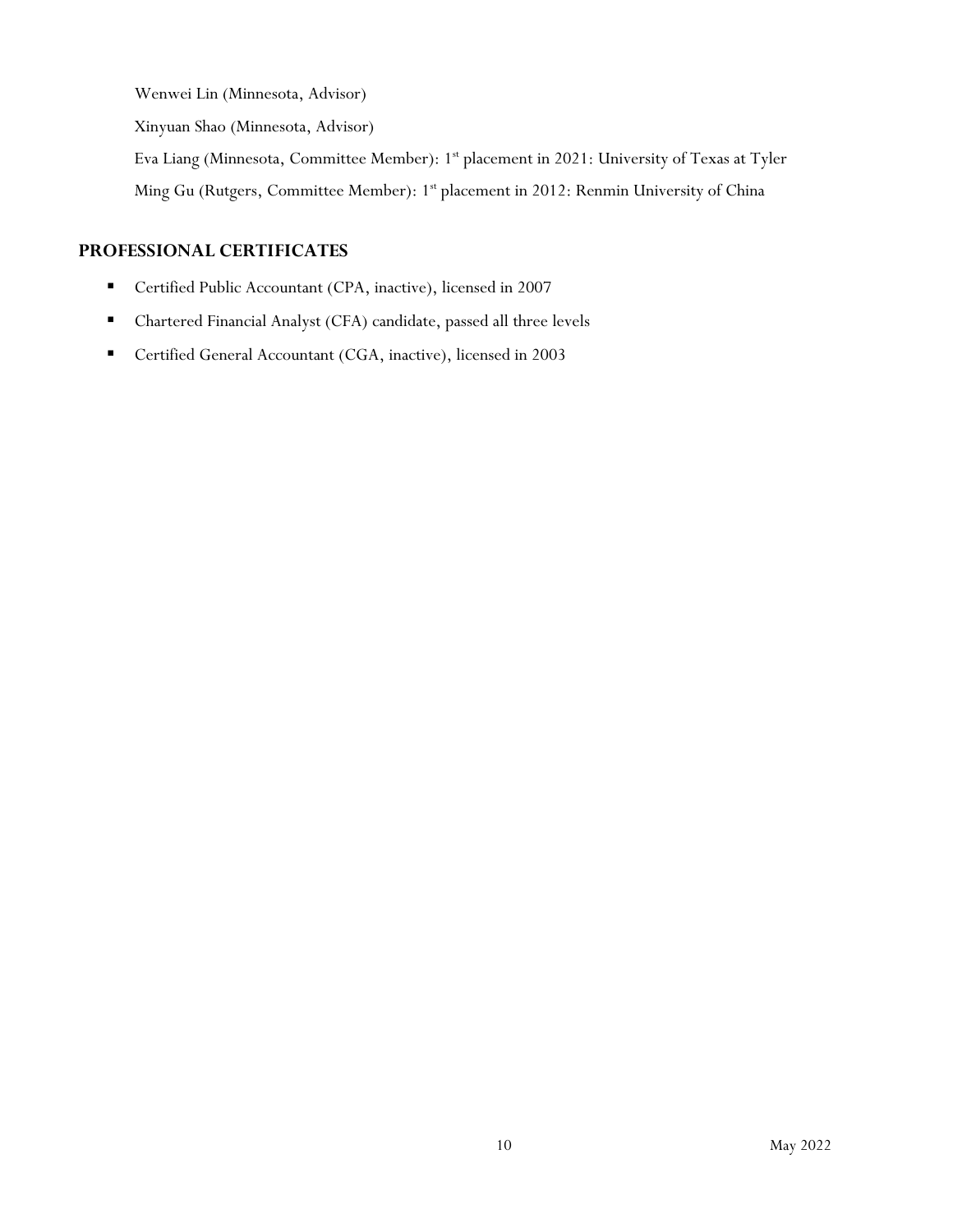Wenwei Lin (Minnesota, Advisor)

Xinyuan Shao (Minnesota, Advisor)

Eva Liang (Minnesota, Committee Member): 1st placement in 2021: University of Texas at Tyler

Ming Gu (Rutgers, Committee Member): 1st placement in 2012: Renmin University of China

## PROFESSIONAL CERTIFICATES

- Certified Public Accountant (CPA, inactive), licensed in 2007
- Chartered Financial Analyst (CFA) candidate, passed all three levels
- Certified General Accountant (CGA, inactive), licensed in 2003